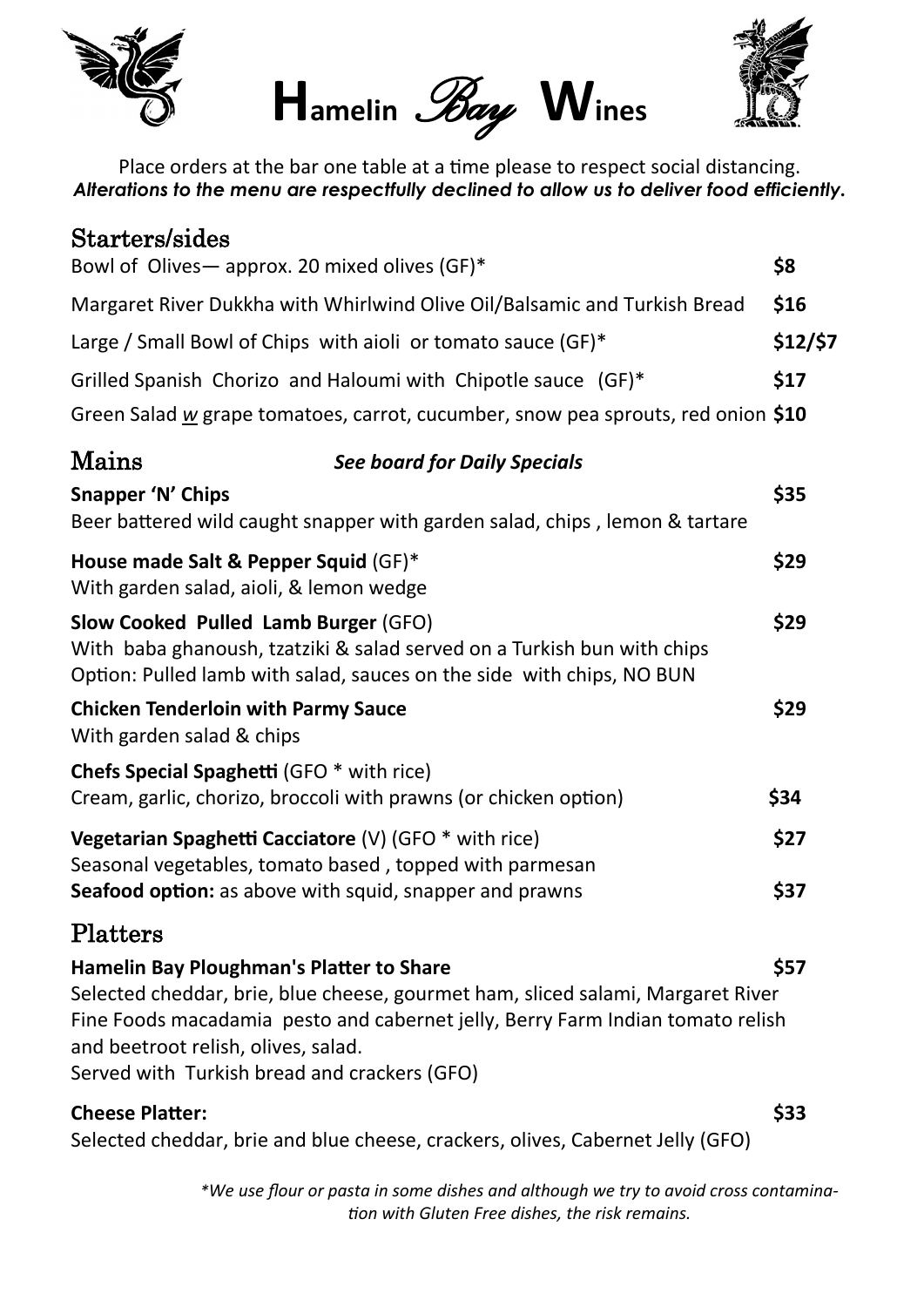# Hamelin Bay Wines

Place orders at the bar one table at a time please to respect social distancing.
***Alterations to the menu are respectfully declined to allow us to deliver food efficiently.***

## Starters/sides

| | |
|---|---|
| Bowl of Olives— approx. 20 mixed olives (GF)* | **$8** |
| Margaret River Dukkha with Whirlwind Olive Oil/Balsamic and Turkish Bread | **$16** |
| Large / Small Bowl of Chips with aioli or tomato sauce (GF)* | **$12/$7** |
| Grilled Spanish Chorizo and Haloumi with Chipotle sauce (GF)* | **$17** |
| Green Salad *w* grape tomatoes, carrot, cucumber, snow pea sprouts, red onion | **$10** |

## Mains

***See board for Daily Specials***

**Snapper 'N' Chips** — **$35**
Beer battered wild caught snapper with garden salad, chips , lemon & tartare

**House made Salt & Pepper Squid** (GF)* — **$29**
With garden salad, aioli, & lemon wedge

**Slow Cooked Pulled Lamb Burger** (GFO) — **$29**
With baba ghanoush, tzatziki & salad served on a Turkish bun with chips
Option: Pulled lamb with salad, sauces on the side with chips, NO BUN

**Chicken Tenderloin with Parmy Sauce** — **$29**
With garden salad & chips

**Chefs Special Spaghetti** (GFO * with rice) — **$34**
Cream, garlic, chorizo, broccoli with prawns (or chicken option)

**Vegetarian Spaghetti Cacciatore** (V) (GFO * with rice) — **$27**
Seasonal vegetables, tomato based , topped with parmesan
**Seafood option:** as above with squid, snapper and prawns — **$37**

## Platters

**Hamelin Bay Ploughman's Platter to Share** — **$57**
Selected cheddar, brie, blue cheese, gourmet ham, sliced salami, Margaret River Fine Foods macadamia pesto and cabernet jelly, Berry Farm Indian tomato relish and beetroot relish, olives, salad.
Served with Turkish bread and crackers (GFO)

**Cheese Platter:** — **$33**
Selected cheddar, brie and blue cheese, crackers, olives, Cabernet Jelly (GFO)

*\*We use flour or pasta in some dishes and although we try to avoid cross contamination with Gluten Free dishes, the risk remains.*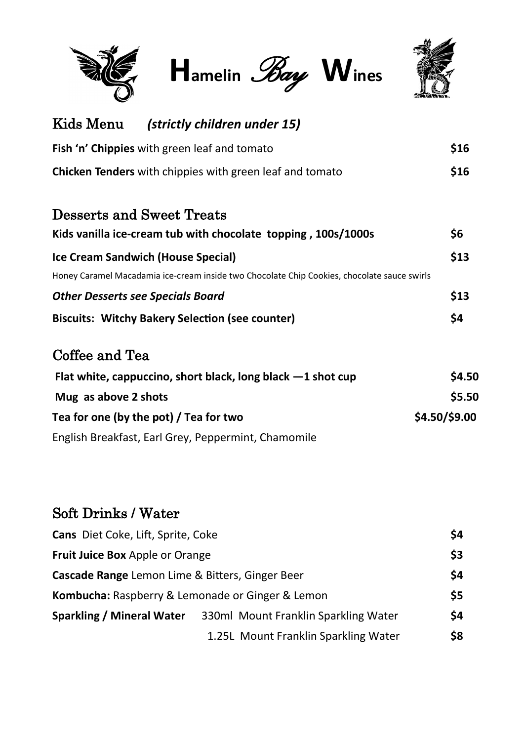# Hamelin *Bay* Wines

## Kids Menu *(strictly children under 15)*

| | |
|---|---|
| **Fish 'n' Chippies** with green leaf and tomato | **$16** |
| **Chicken Tenders** with chippies with green leaf and tomato | **$16** |

## Desserts and Sweet Treats

| | |
|---|---|
| **Kids vanilla ice-cream tub with chocolate topping , 100s/1000s** | **$6** |
| **Ice Cream Sandwich (House Special)**<br>Honey Caramel Macadamia ice-cream inside two Chocolate Chip Cookies, chocolate sauce swirls | **$13** |
| ***Other Desserts see Specials Board*** | **$13** |
| **Biscuits: Witchy Bakery Selection (see counter)** | **$4** |

## Coffee and Tea

| | |
|---|---|
| **Flat white, cappuccino, short black, long black —1 shot cup** | **$4.50** |
| **Mug as above 2 shots** | **$5.50** |
| **Tea for one (by the pot) / Tea for two** | **$4.50/$9.00** |

English Breakfast, Earl Grey, Peppermint, Chamomile

## Soft Drinks / Water

| | | |
|---|---|---|
| **Cans** Diet Coke, Lift, Sprite, Coke | | **$4** |
| **Fruit Juice Box** Apple or Orange | | **$3** |
| **Cascade Range** Lemon Lime & Bitters, Ginger Beer | | **$4** |
| **Kombucha:** Raspberry & Lemonade or Ginger & Lemon | | **$5** |
| **Sparkling / Mineral Water** | 330ml Mount Franklin Sparkling Water | **$4** |
| | 1.25L Mount Franklin Sparkling Water | **$8** |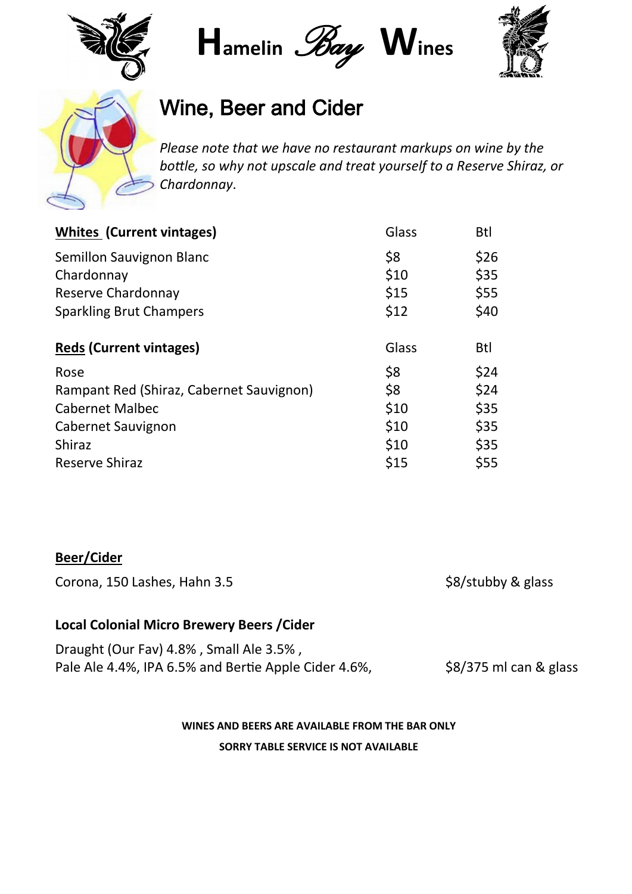# Hamelin Bay Wines

## Wine, Beer and Cider

*Please note that we have no restaurant markups on wine by the bottle, so why not upscale and treat yourself to a Reserve Shiraz, or Chardonnay.*

| **Whites (Current vintages)** | Glass | Btl |
|---|---|---|
| Semillon Sauvignon Blanc | $8 | $26 |
| Chardonnay | $10 | $35 |
| Reserve Chardonnay | $15 | $55 |
| Sparkling Brut Champers | $12 | $40 |

| **Reds (Current vintages)** | Glass | Btl |
|---|---|---|
| Rose | $8 | $24 |
| Rampant Red (Shiraz, Cabernet Sauvignon) | $8 | $24 |
| Cabernet Malbec | $10 | $35 |
| Cabernet Sauvignon | $10 | $35 |
| Shiraz | $10 | $35 |
| Reserve Shiraz | $15 | $55 |

**Beer/Cider**

Corona, 150 Lashes, Hahn 3.5 — $8/stubby & glass

**Local Colonial Micro Brewery Beers /Cider**

Draught (Our Fav) 4.8% , Small Ale 3.5% ,
Pale Ale 4.4%, IPA 6.5% and Bertie Apple Cider 4.6%, — $8/375 ml can & glass

**WINES AND BEERS ARE AVAILABLE FROM THE BAR ONLY**

**SORRY TABLE SERVICE IS NOT AVAILABLE**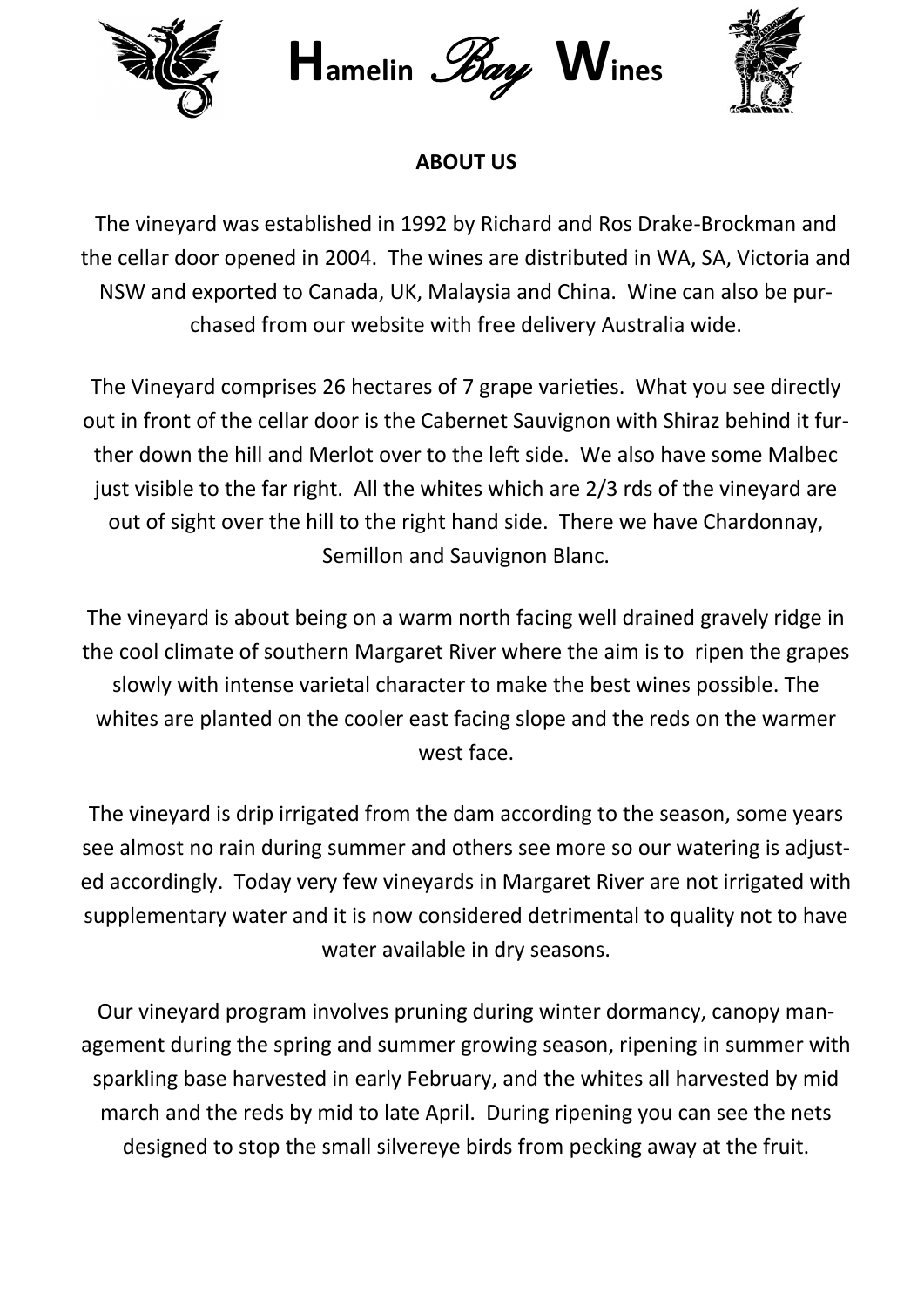# Hamelin *Bay* Wines

## ABOUT US

The vineyard was established in 1992 by Richard and Ros Drake-Brockman and the cellar door opened in 2004. The wines are distributed in WA, SA, Victoria and NSW and exported to Canada, UK, Malaysia and China. Wine can also be purchased from our website with free delivery Australia wide.

The Vineyard comprises 26 hectares of 7 grape varieties. What you see directly out in front of the cellar door is the Cabernet Sauvignon with Shiraz behind it further down the hill and Merlot over to the left side. We also have some Malbec just visible to the far right. All the whites which are 2/3 rds of the vineyard are out of sight over the hill to the right hand side. There we have Chardonnay, Semillon and Sauvignon Blanc.

The vineyard is about being on a warm north facing well drained gravely ridge in the cool climate of southern Margaret River where the aim is to ripen the grapes slowly with intense varietal character to make the best wines possible. The whites are planted on the cooler east facing slope and the reds on the warmer west face.

The vineyard is drip irrigated from the dam according to the season, some years see almost no rain during summer and others see more so our watering is adjusted accordingly. Today very few vineyards in Margaret River are not irrigated with supplementary water and it is now considered detrimental to quality not to have water available in dry seasons.

Our vineyard program involves pruning during winter dormancy, canopy management during the spring and summer growing season, ripening in summer with sparkling base harvested in early February, and the whites all harvested by mid march and the reds by mid to late April. During ripening you can see the nets designed to stop the small silvereye birds from pecking away at the fruit.